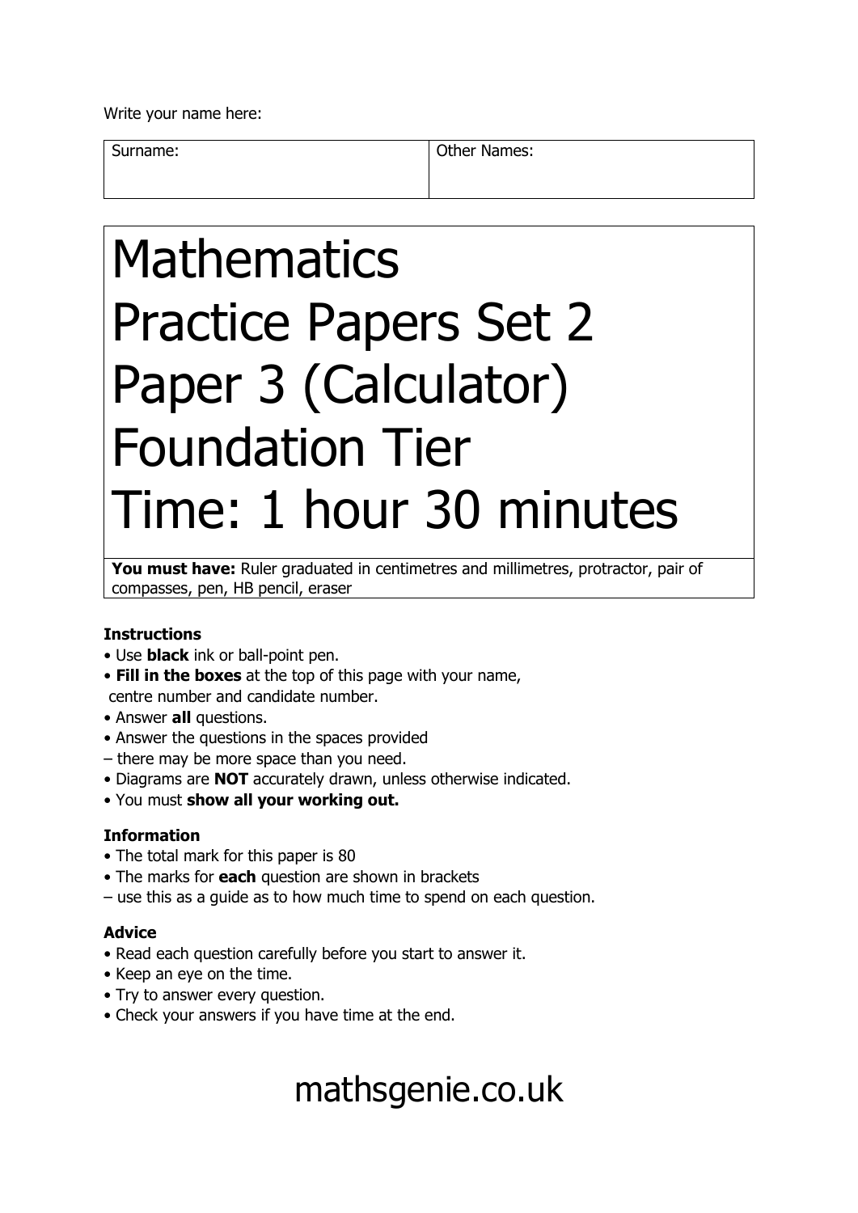Write your name here:

| Surname: | Other Names: |
| --- | --- |
| | |

# Mathematics
# Practice Papers Set 2
# Paper 3 (Calculator)
# Foundation Tier
# Time: 1 hour 30 minutes

**You must have:** Ruler graduated in centimetres and millimetres, protractor, pair of compasses, pen, HB pencil, eraser

### Instructions

- Use **black** ink or ball-point pen.
- **Fill in the boxes** at the top of this page with your name, centre number and candidate number.
- Answer **all** questions.
- Answer the questions in the spaces provided
– there may be more space than you need.
- Diagrams are **NOT** accurately drawn, unless otherwise indicated.
- You must **show all your working out.**

### Information

- The total mark for this paper is 80
- The marks for **each** question are shown in brackets
– use this as a guide as to how much time to spend on each question.

### Advice

- Read each question carefully before you start to answer it.
- Keep an eye on the time.
- Try to answer every question.
- Check your answers if you have time at the end.

mathsgenie.co.uk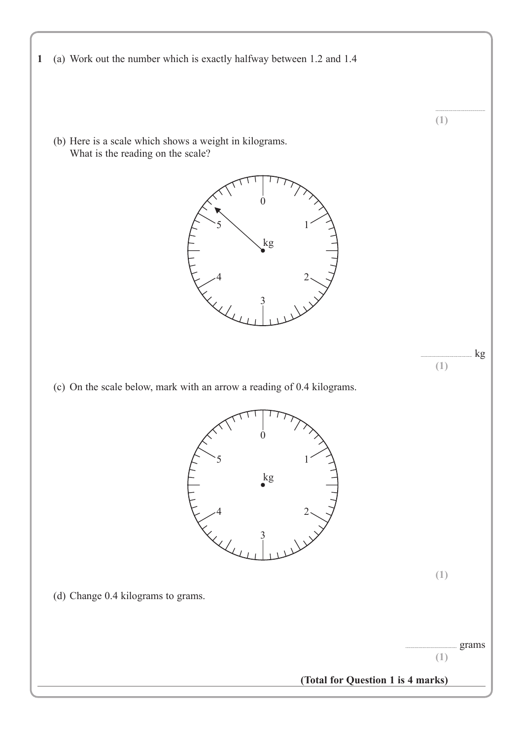**1** (a) Work out the number which is exactly halfway between 1.2 and 1.4

..............................
**(1)**

(b) Here is a scale which shows a weight in kilograms.
What is the reading on the scale?

.............................. kg
**(1)**

(c) On the scale below, mark with an arrow a reading of 0.4 kilograms.

**(1)**

(d) Change 0.4 kilograms to grams.

.............................. grams
**(1)**

**(Total for Question 1 is 4 marks)**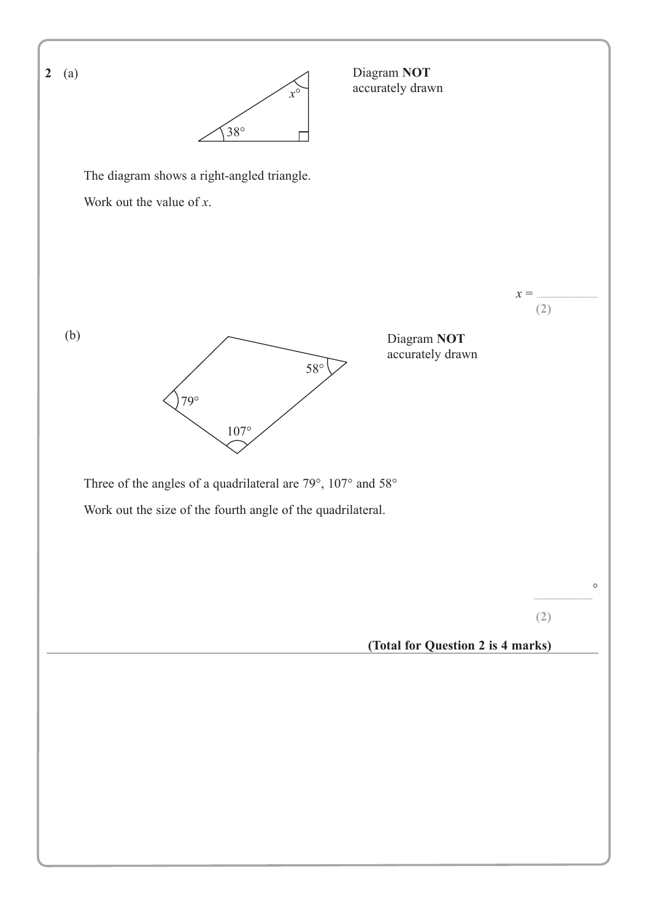**2** (a)

Diagram **NOT** accurately drawn

The diagram shows a right-angled triangle.

Work out the value of $x$.

$x =$ ..............................

**(2)**

(b)

Diagram **NOT** accurately drawn

Three of the angles of a quadrilateral are 79°, 107° and 58°

Work out the size of the fourth angle of the quadrilateral.

.............................. °

**(2)**

**(Total for Question 2 is 4 marks)**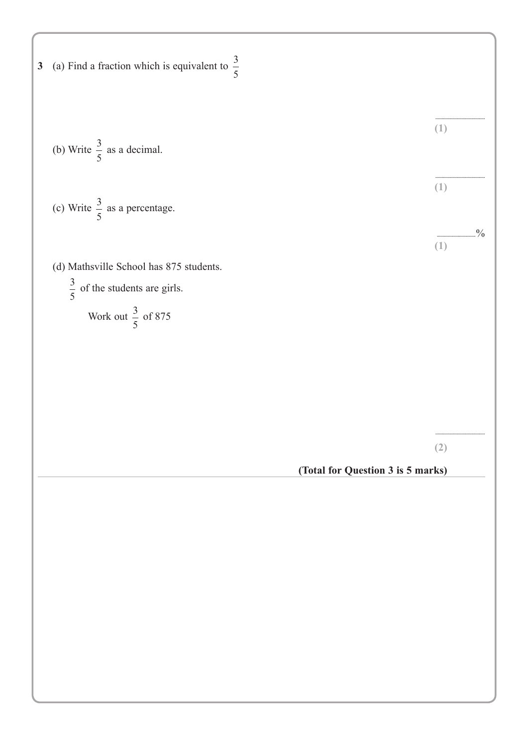**3** (a) Find a fraction which is equivalent to $\frac{3}{5}$

..............................

**(1)**

(b) Write $\frac{3}{5}$ as a decimal.

..............................

**(1)**

(c) Write $\frac{3}{5}$ as a percentage.

..............................%

**(1)**

(d) Mathsville School has 875 students.

$\frac{3}{5}$ of the students are girls.

Work out $\frac{3}{5}$ of 875

..............................

**(2)**

**(Total for Question 3 is 5 marks)**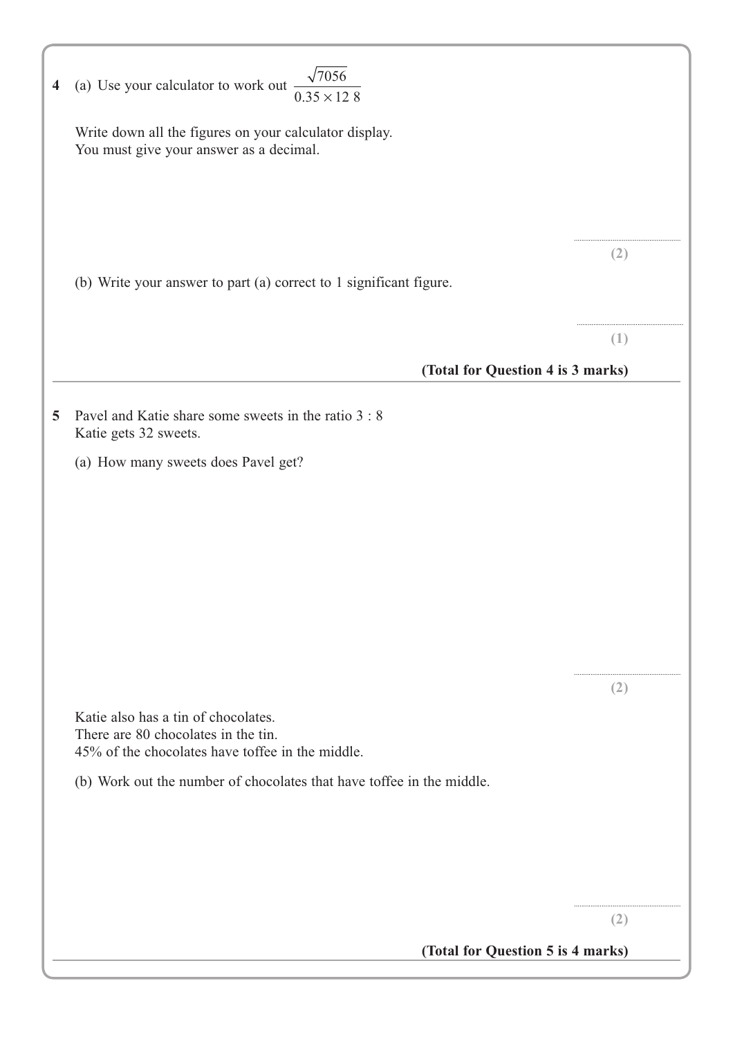**4** (a) Use your calculator to work out $\dfrac{\sqrt{7056}}{0.35 \times 12\ 8}$

Write down all the figures on your calculator display.
You must give your answer as a decimal.

..............................

**(2)**

(b) Write your answer to part (a) correct to 1 significant figure.

..............................

**(1)**

**(Total for Question 4 is 3 marks)**

---

**5** Pavel and Katie share some sweets in the ratio 3 : 8
Katie gets 32 sweets.

(a) How many sweets does Pavel get?

..............................

**(2)**

Katie also has a tin of chocolates.
There are 80 chocolates in the tin.
45% of the chocolates have toffee in the middle.

(b) Work out the number of chocolates that have toffee in the middle.

..............................

**(2)**

**(Total for Question 5 is 4 marks)**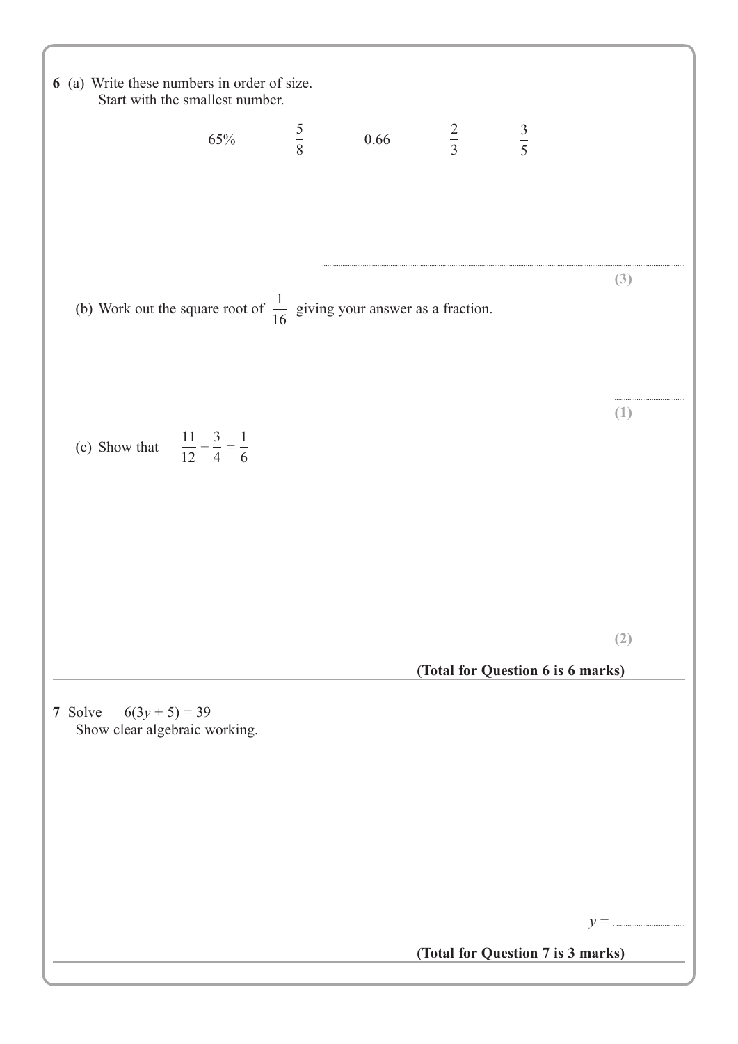**6** (a) Write these numbers in order of size.
Start with the smallest number.

$$65\% \qquad \frac{5}{8} \qquad 0.66 \qquad \frac{2}{3} \qquad \frac{3}{5}$$

..................................................................................................

**(3)**

(b) Work out the square root of $\frac{1}{16}$ giving your answer as a fraction.

..............................

**(1)**

(c) Show that $\quad \frac{11}{12} - \frac{3}{4} = \frac{1}{6}$

**(2)**

**(Total for Question 6 is 6 marks)**

---

**7** Solve $\quad 6(3y + 5) = 39$
Show clear algebraic working.

$y =$ ..............................

**(Total for Question 7 is 3 marks)**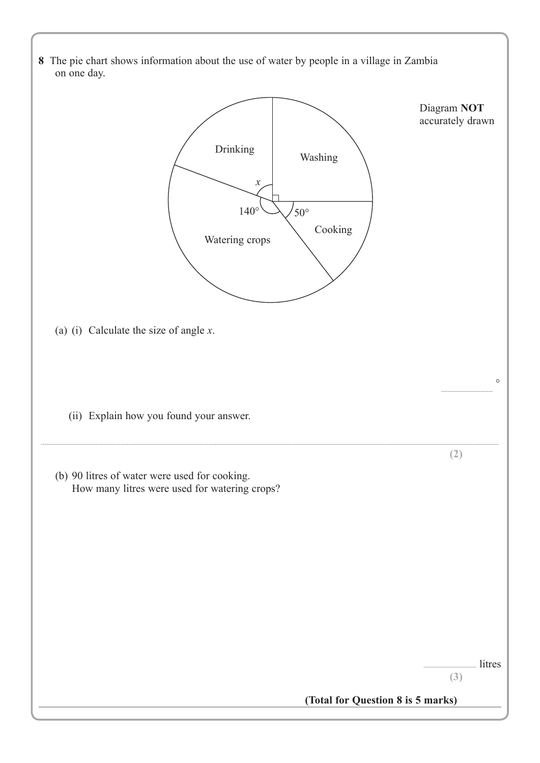**8** The pie chart shows information about the use of water by people in a village in Zambia on one day.

Drinking

Washing

$x$

$140°$

$50°$

Cooking

Watering crops

Diagram **NOT** accurately drawn

(a) (i) Calculate the size of angle $x$.

..................... °

(ii) Explain how you found your answer.

.....................................................................................................................................................................................

**(2)**

(b) 90 litres of water were used for cooking.
How many litres were used for watering crops?

..................... litres

**(3)**

**(Total for Question 8 is 5 marks)**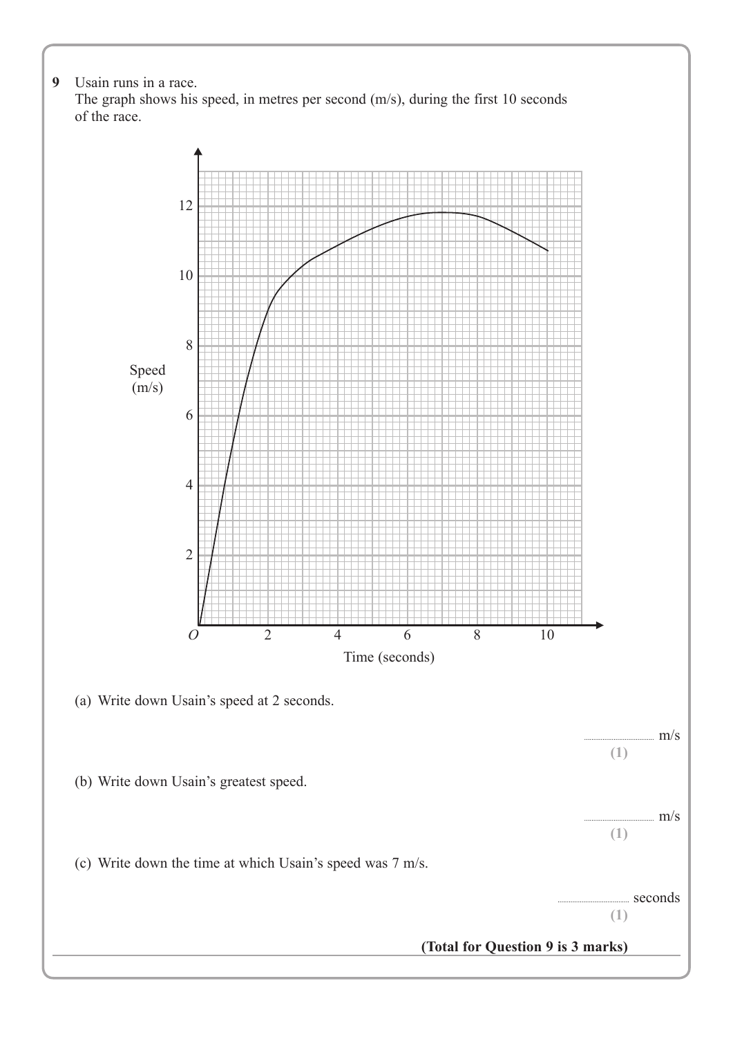**9** Usain runs in a race.
The graph shows his speed, in metres per second (m/s), during the first 10 seconds of the race.

(a) Write down Usain's speed at 2 seconds.

.............................. m/s
**(1)**

(b) Write down Usain's greatest speed.

.............................. m/s
**(1)**

(c) Write down the time at which Usain's speed was 7 m/s.

.............................. seconds
**(1)**

**(Total for Question 9 is 3 marks)**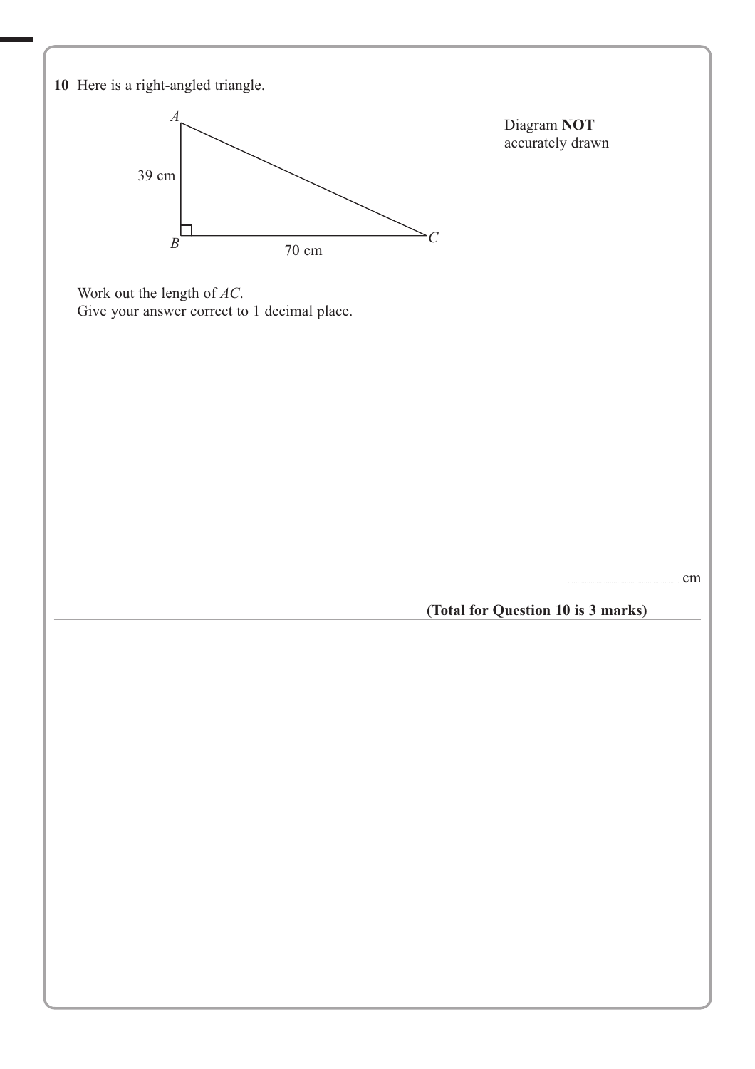**10** Here is a right-angled triangle.

Diagram **NOT** accurately drawn

$A$

39 cm

$B$ 70 cm $C$

Work out the length of $AC$.
Give your answer correct to 1 decimal place.

.......................................... cm

**(Total for Question 10 is 3 marks)**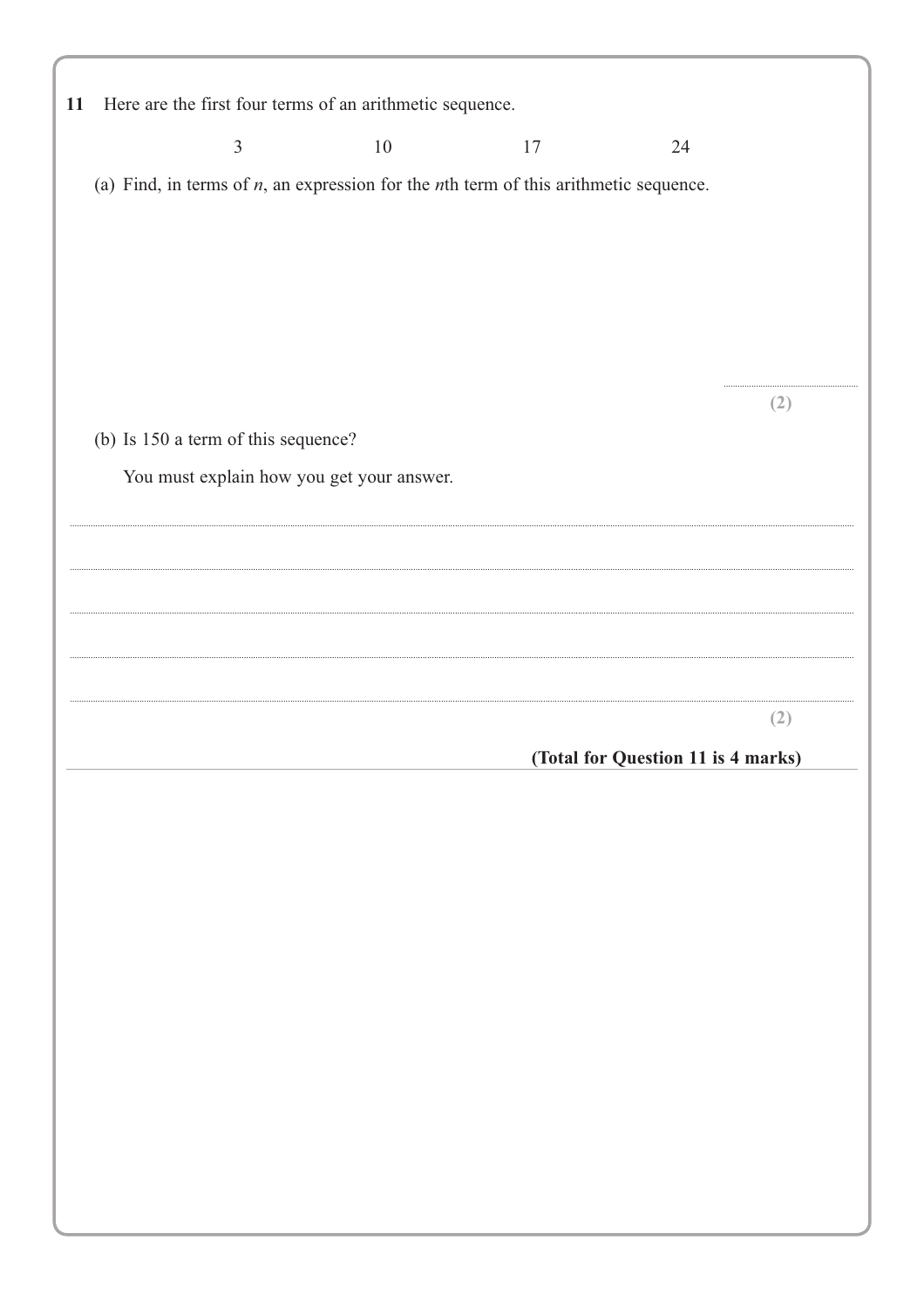**11** Here are the first four terms of an arithmetic sequence.

$$3 \qquad 10 \qquad 17 \qquad 24$$

(a) Find, in terms of $n$, an expression for the $n$th term of this arithmetic sequence.

..............................

**(2)**

(b) Is 150 a term of this sequence?

You must explain how you get your answer.

..............................

..............................

..............................

..............................

..............................

**(2)**

**(Total for Question 11 is 4 marks)**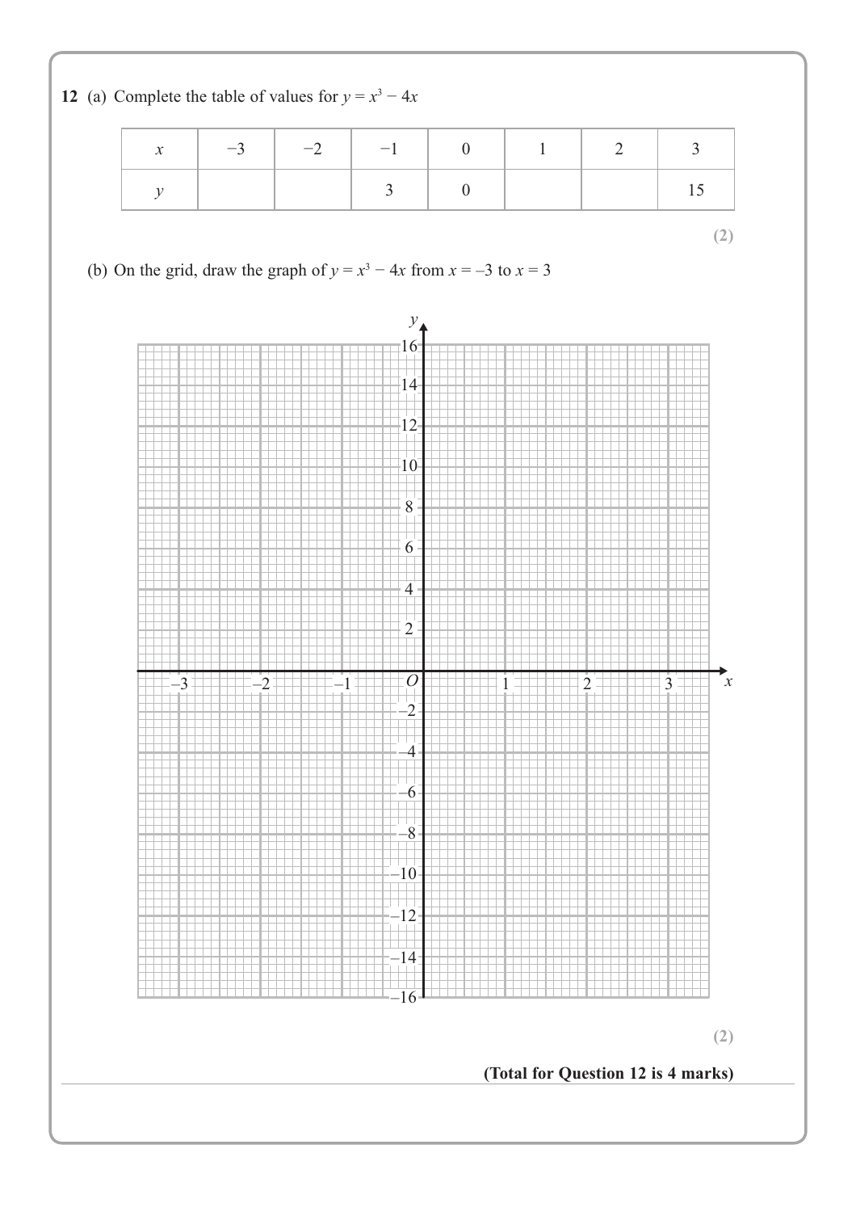**12** (a) Complete the table of values for $y = x^3 - 4x$

| $x$ | $-3$ | $-2$ | $-1$ | $0$ | $1$ | $2$ | $3$ |
|---|---|---|---|---|---|---|---|
| $y$ | | | $3$ | $0$ | | | $15$ |

**(2)**

(b) On the grid, draw the graph of $y = x^3 - 4x$ from $x = -3$ to $x = 3$

**(2)**

**(Total for Question 12 is 4 marks)**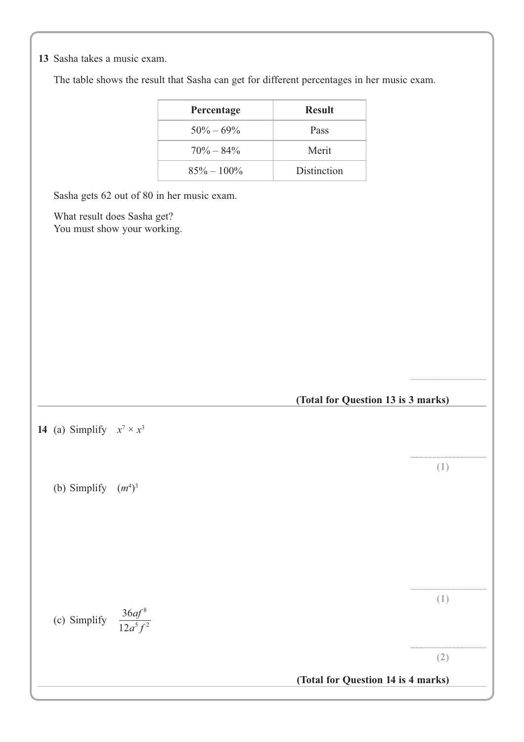**13** Sasha takes a music exam.

The table shows the result that Sasha can get for different percentages in her music exam.

| Percentage | Result |
|---|---|
| 50% – 69% | Pass |
| 70% – 84% | Merit |
| 85% – 100% | Distinction |

Sasha gets 62 out of 80 in her music exam.

What result does Sasha get?
You must show your working.

..............................

**(Total for Question 13 is 3 marks)**

---

**14** (a) Simplify $x^7 \times x^3$

..............................

**(1)**

(b) Simplify $(m^4)^3$

..............................

**(1)**

(c) Simplify $\dfrac{36af^8}{12a^5f^2}$

..............................

**(2)**

**(Total for Question 14 is 4 marks)**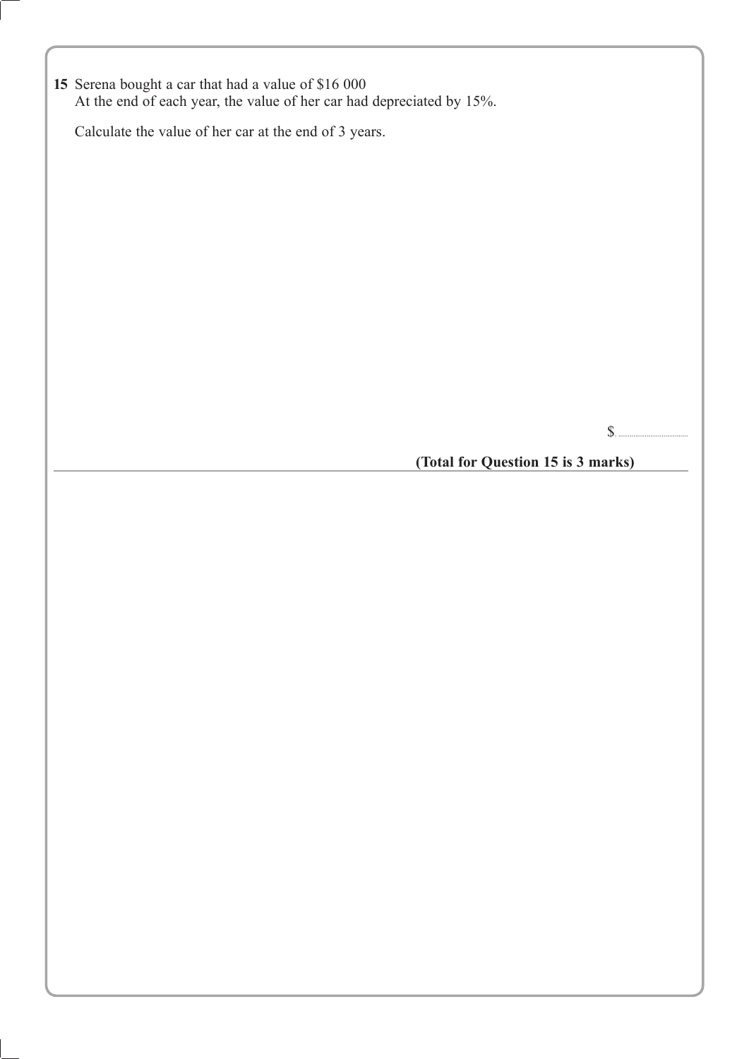**15** Serena bought a car that had a value of $16 000
At the end of each year, the value of her car had depreciated by 15%.

Calculate the value of her car at the end of 3 years.

$ ..............................

**(Total for Question 15 is 3 marks)**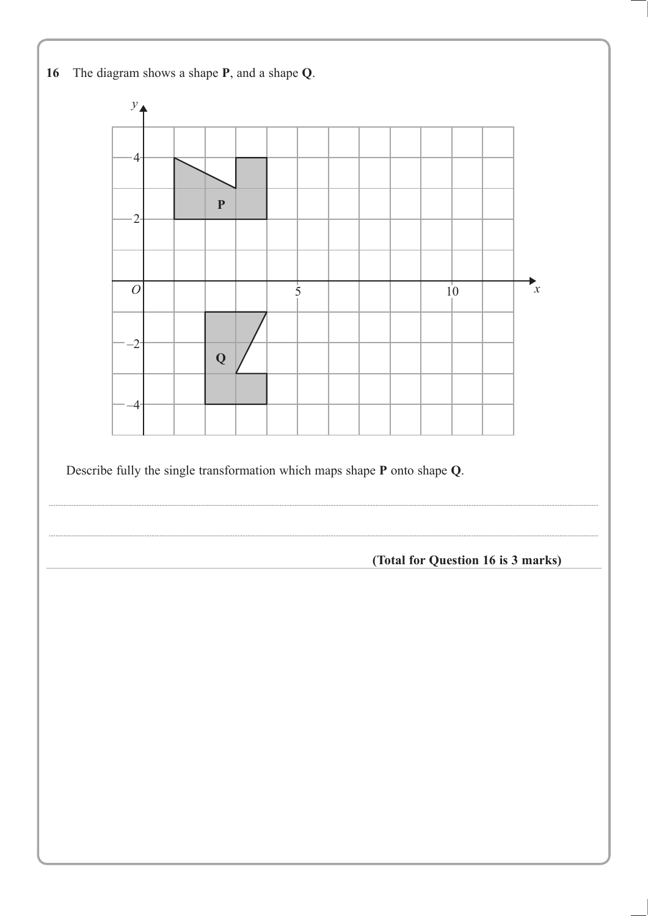**16** The diagram shows a shape **P**, and a shape **Q**.

Describe fully the single transformation which maps shape **P** onto shape **Q**.

..................................................................................................................................................

..................................................................................................................................................

**(Total for Question 16 is 3 marks)**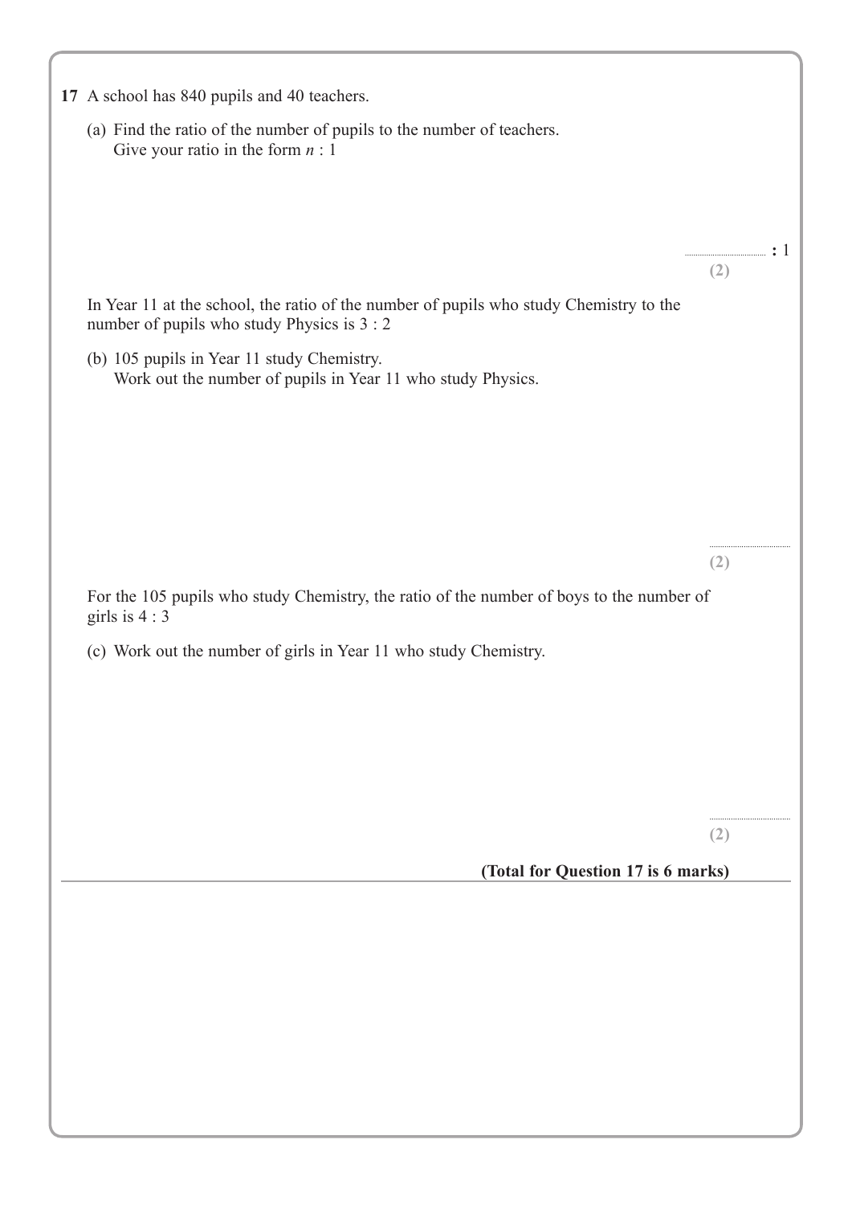**17** A school has 840 pupils and 40 teachers.

(a) Find the ratio of the number of pupils to the number of teachers.
Give your ratio in the form $n : 1$

.......................... : 1

**(2)**

In Year 11 at the school, the ratio of the number of pupils who study Chemistry to the number of pupils who study Physics is 3 : 2

(b) 105 pupils in Year 11 study Chemistry.
Work out the number of pupils in Year 11 who study Physics.

..........................

**(2)**

For the 105 pupils who study Chemistry, the ratio of the number of boys to the number of girls is 4 : 3

(c) Work out the number of girls in Year 11 who study Chemistry.

..........................

**(2)**

**(Total for Question 17 is 6 marks)**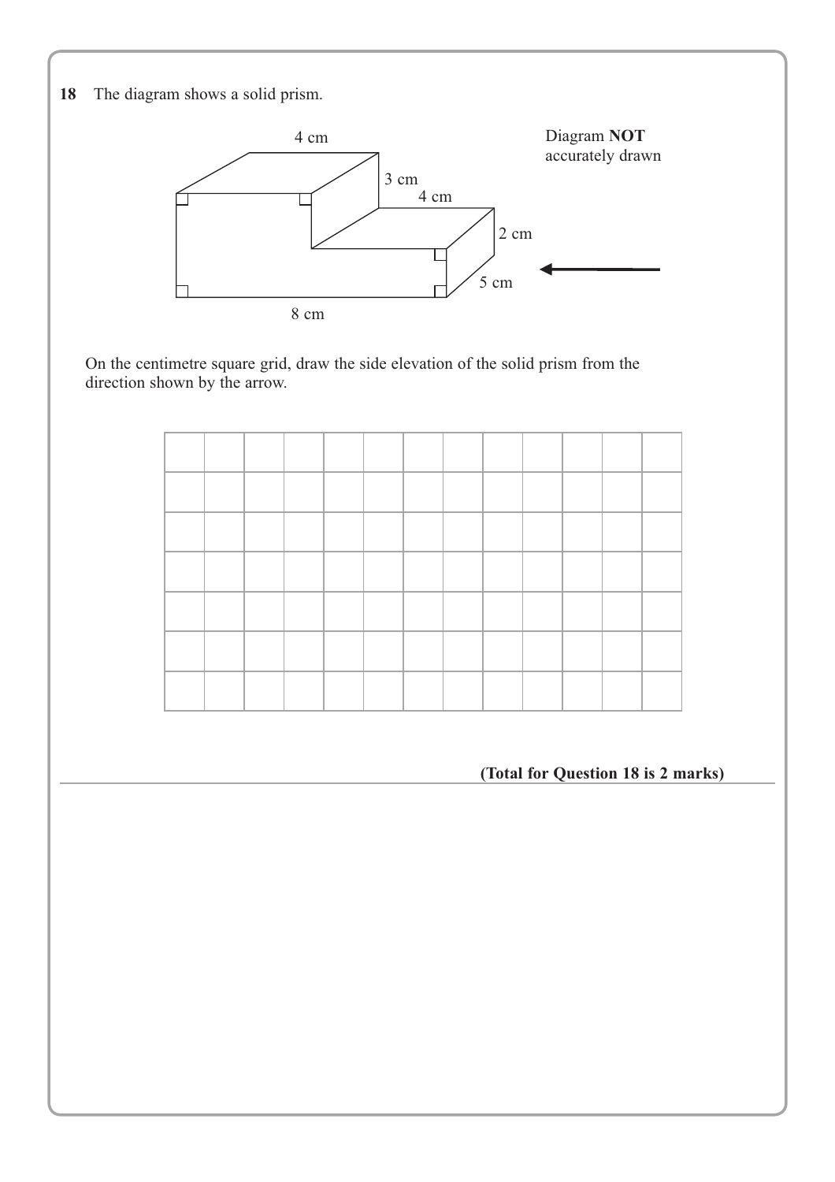**18** The diagram shows a solid prism.

Diagram **NOT** accurately drawn

On the centimetre square grid, draw the side elevation of the solid prism from the direction shown by the arrow.

**(Total for Question 18 is 2 marks)**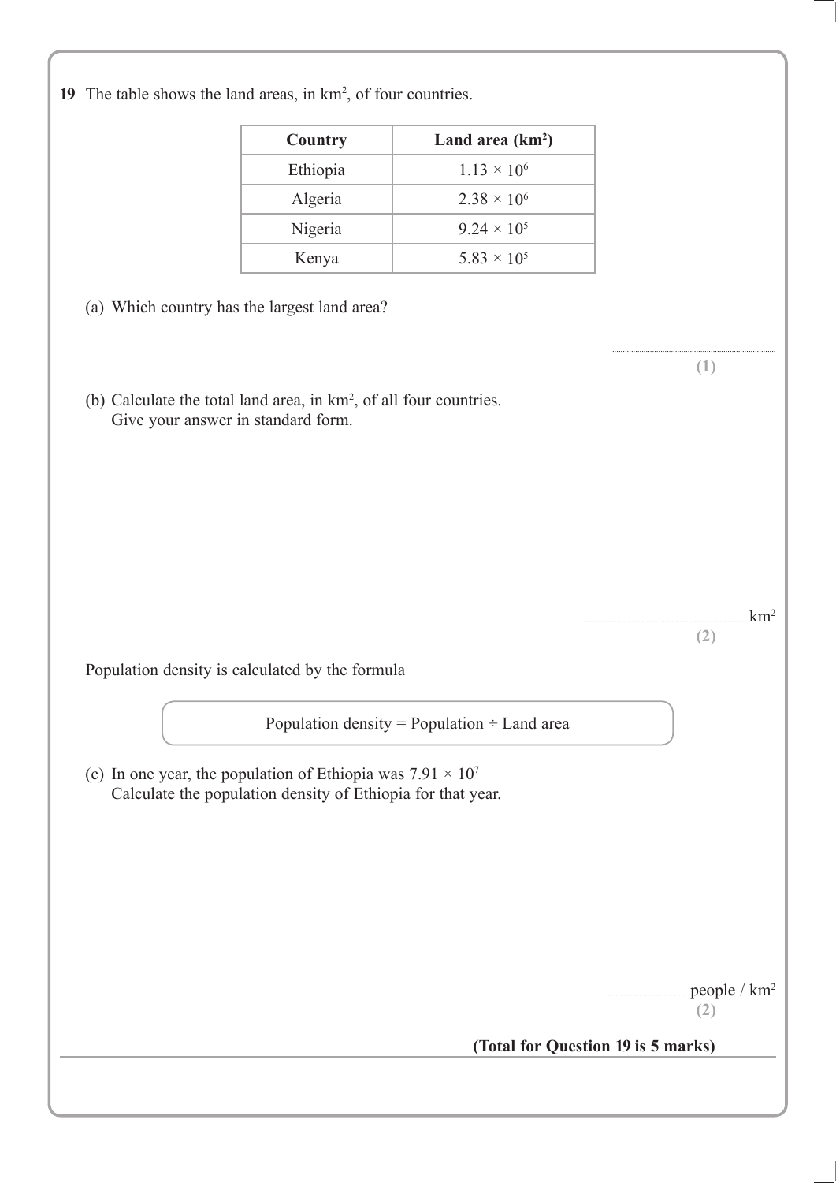**19** The table shows the land areas, in km$^2$, of four countries.

| Country | Land area (km$^2$) |
|---|---|
| Ethiopia | $1.13 \times 10^6$ |
| Algeria | $2.38 \times 10^6$ |
| Nigeria | $9.24 \times 10^5$ |
| Kenya | $5.83 \times 10^5$ |

(a) Which country has the largest land area?

..............................................................

**(1)**

(b) Calculate the total land area, in km$^2$, of all four countries.
Give your answer in standard form.

.............................................................. km$^2$

**(2)**

Population density is calculated by the formula

Population density = Population ÷ Land area

(c) In one year, the population of Ethiopia was $7.91 \times 10^7$
Calculate the population density of Ethiopia for that year.

.............................. people / km$^2$

**(2)**

**(Total for Question 19 is 5 marks)**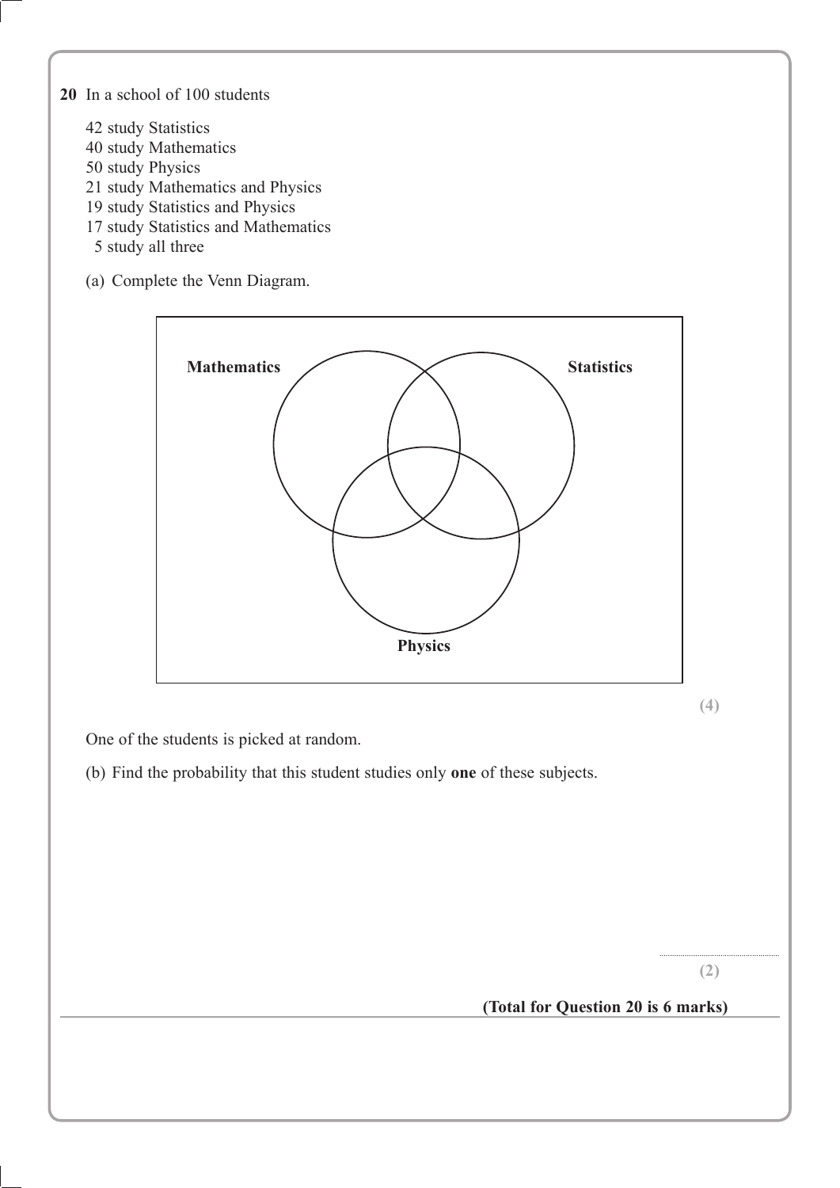**20** In a school of 100 students

42 study Statistics
40 study Mathematics
50 study Physics
21 study Mathematics and Physics
19 study Statistics and Physics
17 study Statistics and Mathematics
5 study all three

(a) Complete the Venn Diagram.

Mathematics

Statistics

Physics

**(4)**

One of the students is picked at random.

(b) Find the probability that this student studies only **one** of these subjects.

..............................

**(2)**

**(Total for Question 20 is 6 marks)**